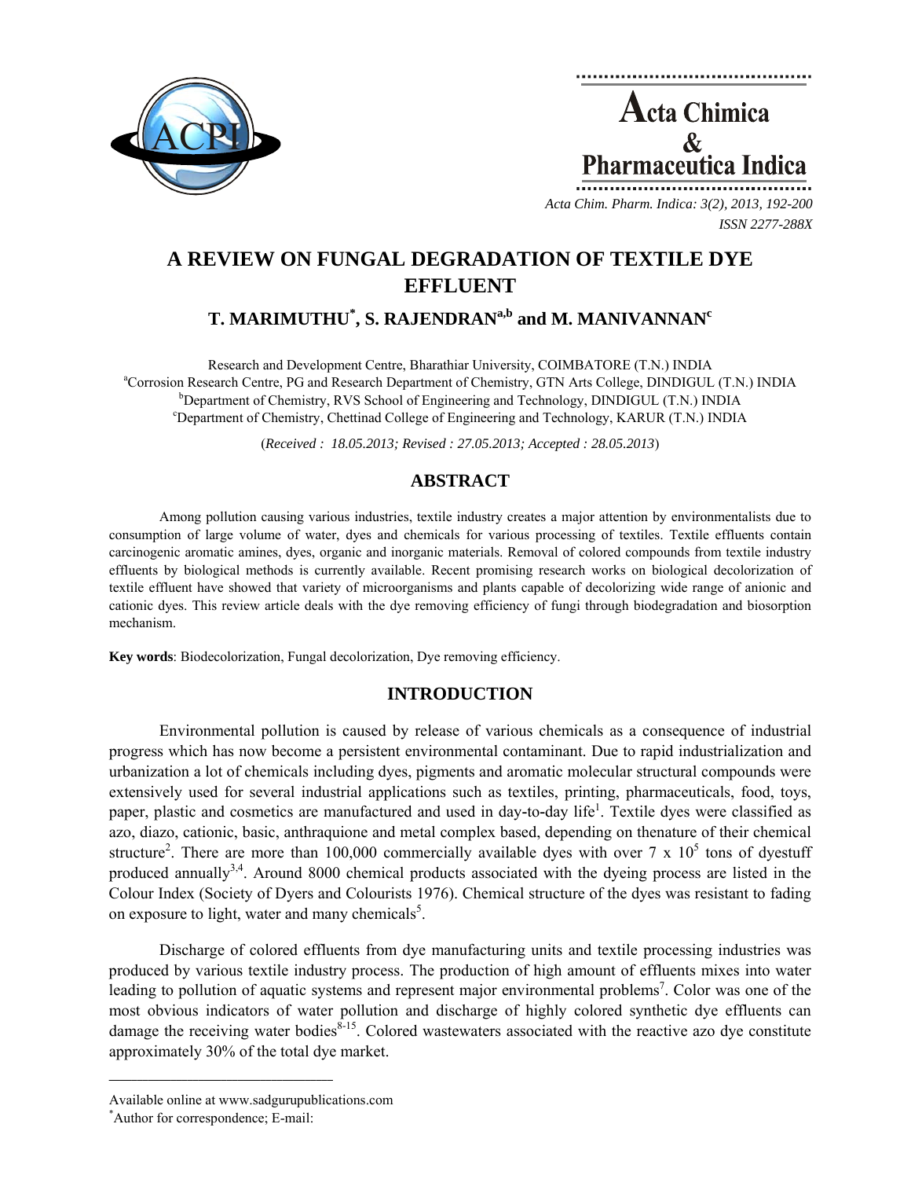# A REVIEW ON FUNGAL DEGRADATION OF TEXTILE DYE EFFLUENT

## T. MARIMUTHU[*], S. RAJENDRAN[a,b] and M. MANIVANNAN[c]

Research and Development Centre, Bharathiar University, COIMBATORE (T.N.) INDIA
[a]Corrosion Research Centre, PG and Research Department of Chemistry, GTN Arts College, DINDIGUL (T.N.) INDIA
[b]Department of Chemistry, RVS School of Engineering and Technology, DINDIGUL (T.N.) INDIA
[c]Department of Chemistry, Chettinad College of Engineering and Technology, KARUR (T.N.) INDIA

(*Received : 18.05.2013; Revised : 27.05.2013; Accepted : 28.05.2013*)

## ABSTRACT

Among pollution causing various industries, textile industry creates a major attention by environmentalists due to consumption of large volume of water, dyes and chemicals for various processing of textiles. Textile effluents contain carcinogenic aromatic amines, dyes, organic and inorganic materials. Removal of colored compounds from textile industry effluents by biological methods is currently available. Recent promising research works on biological decolorization of textile effluent have showed that variety of microorganisms and plants capable of decolorizing wide range of anionic and cationic dyes. This review article deals with the dye removing efficiency of fungi through biodegradation and biosorption mechanism.

**Key words**: Biodecolorization, Fungal decolorization, Dye removing efficiency.

## INTRODUCTION

Environmental pollution is caused by release of various chemicals as a consequence of industrial progress which has now become a persistent environmental contaminant. Due to rapid industrialization and urbanization a lot of chemicals including dyes, pigments and aromatic molecular structural compounds were extensively used for several industrial applications such as textiles, printing, pharmaceuticals, food, toys, paper, plastic and cosmetics are manufactured and used in day-to-day life[1]. Textile dyes were classified as azo, diazo, cationic, basic, anthraquione and metal complex based, depending on thenature of their chemical structure[2]. There are more than 100,000 commercially available dyes with over 7 x $10^5$ tons of dyestuff produced annually[3,4]. Around 8000 chemical products associated with the dyeing process are listed in the Colour Index (Society of Dyers and Colourists 1976). Chemical structure of the dyes was resistant to fading on exposure to light, water and many chemicals[5].

Discharge of colored effluents from dye manufacturing units and textile processing industries was produced by various textile industry process. The production of high amount of effluents mixes into water leading to pollution of aquatic systems and represent major environmental problems[7]. Color was one of the most obvious indicators of water pollution and discharge of highly colored synthetic dye effluents can damage the receiving water bodies[8-15]. Colored wastewaters associated with the reactive azo dye constitute approximately 30% of the total dye market.

---

Available online at www.sadgurupublications.com
[*]Author for correspondence; E-mail: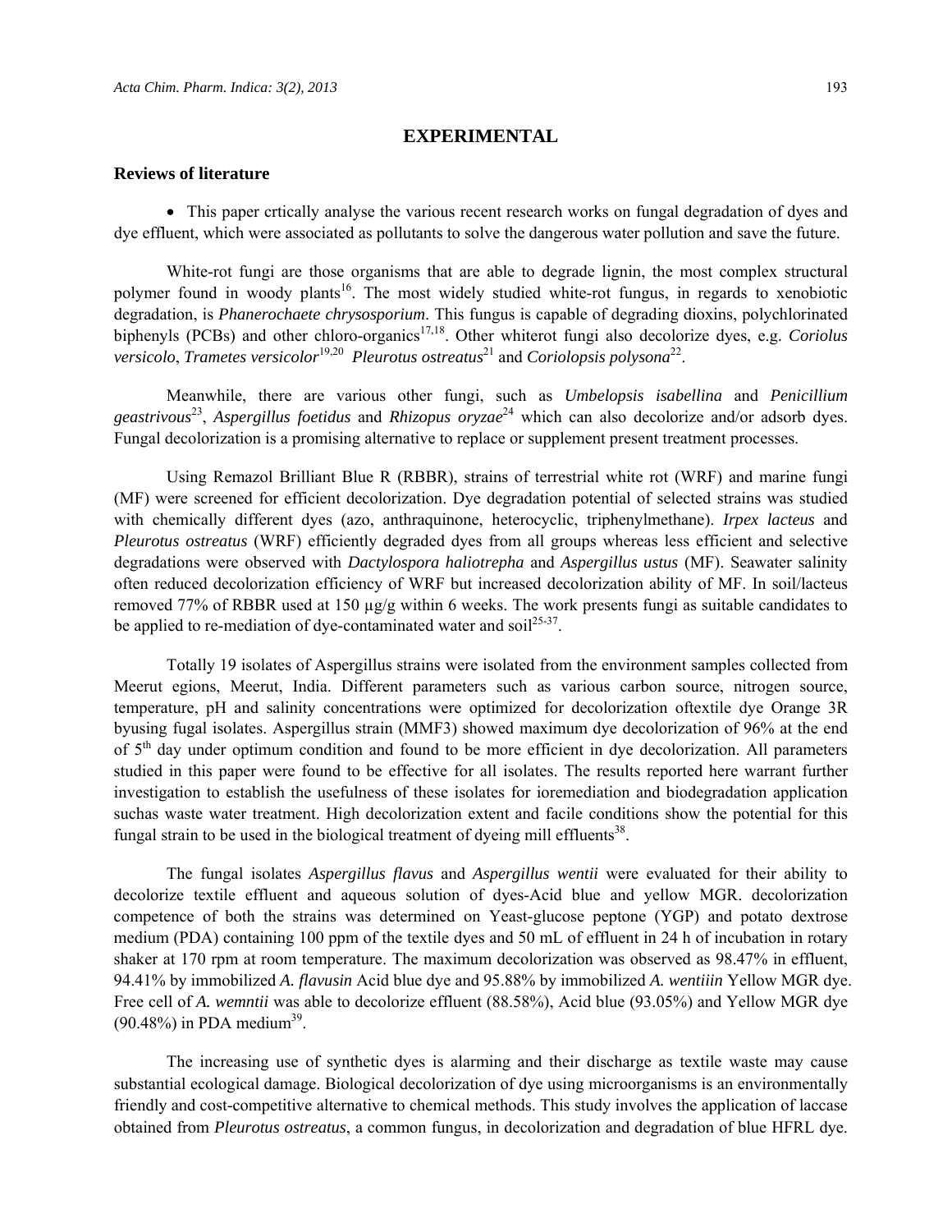## EXPERIMENTAL

### Reviews of literature

- This paper crtically analyse the various recent research works on fungal degradation of dyes and dye effluent, which were associated as pollutants to solve the dangerous water pollution and save the future.

White-rot fungi are those organisms that are able to degrade lignin, the most complex structural polymer found in woody plants[16]. The most widely studied white-rot fungus, in regards to xenobiotic degradation, is *Phanerochaete chrysosporium*. This fungus is capable of degrading dioxins, polychlorinated biphenyls (PCBs) and other chloro-organics[17,18]. Other whiterot fungi also decolorize dyes, e.g. *Coriolus versicolo*, *Trametes versicolor*[19,20] *Pleurotus ostreatus*[21] and *Coriolopsis polysona*[22].

Meanwhile, there are various other fungi, such as *Umbelopsis isabellina* and *Penicillium geastrivous*[23], *Aspergillus foetidus* and *Rhizopus oryzae*[24] which can also decolorize and/or adsorb dyes. Fungal decolorization is a promising alternative to replace or supplement present treatment processes.

Using Remazol Brilliant Blue R (RBBR), strains of terrestrial white rot (WRF) and marine fungi (MF) were screened for efficient decolorization. Dye degradation potential of selected strains was studied with chemically different dyes (azo, anthraquinone, heterocyclic, triphenylmethane). *Irpex lacteus* and *Pleurotus ostreatus* (WRF) efficiently degraded dyes from all groups whereas less efficient and selective degradations were observed with *Dactylospora haliotrepha* and *Aspergillus ustus* (MF). Seawater salinity often reduced decolorization efficiency of WRF but increased decolorization ability of MF. In soil/lacteus removed 77% of RBBR used at 150 µg/g within 6 weeks. The work presents fungi as suitable candidates to be applied to re-mediation of dye-contaminated water and soil[25-37].

Totally 19 isolates of Aspergillus strains were isolated from the environment samples collected from Meerut egions, Meerut, India. Different parameters such as various carbon source, nitrogen source, temperature, pH and salinity concentrations were optimized for decolorization oftextile dye Orange 3R byusing fugal isolates. Aspergillus strain (MMF3) showed maximum dye decolorization of 96% at the end of 5th day under optimum condition and found to be more efficient in dye decolorization. All parameters studied in this paper were found to be effective for all isolates. The results reported here warrant further investigation to establish the usefulness of these isolates for ioremediation and biodegradation application suchas waste water treatment. High decolorization extent and facile conditions show the potential for this fungal strain to be used in the biological treatment of dyeing mill effluents[38].

The fungal isolates *Aspergillus flavus* and *Aspergillus wentii* were evaluated for their ability to decolorize textile effluent and aqueous solution of dyes-Acid blue and yellow MGR. decolorization competence of both the strains was determined on Yeast-glucose peptone (YGP) and potato dextrose medium (PDA) containing 100 ppm of the textile dyes and 50 mL of effluent in 24 h of incubation in rotary shaker at 170 rpm at room temperature. The maximum decolorization was observed as 98.47% in effluent, 94.41% by immobilized *A. flavusin* Acid blue dye and 95.88% by immobilized *A. wentiiin* Yellow MGR dye. Free cell of *A. wemntii* was able to decolorize effluent (88.58%), Acid blue (93.05%) and Yellow MGR dye (90.48%) in PDA medium[39].

The increasing use of synthetic dyes is alarming and their discharge as textile waste may cause substantial ecological damage. Biological decolorization of dye using microorganisms is an environmentally friendly and cost-competitive alternative to chemical methods. This study involves the application of laccase obtained from *Pleurotus ostreatus*, a common fungus, in decolorization and degradation of blue HFRL dye.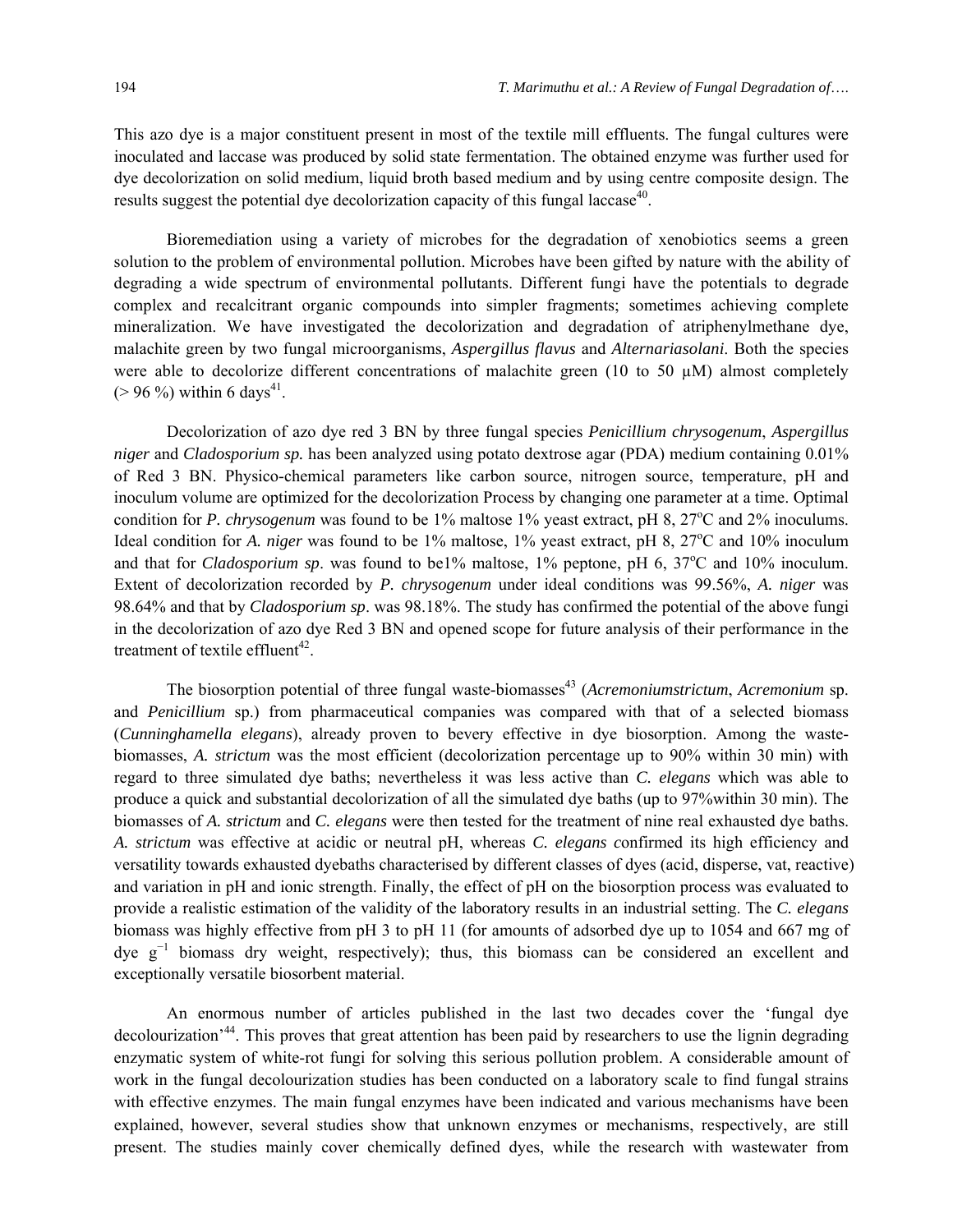This azo dye is a major constituent present in most of the textile mill effluents. The fungal cultures were inoculated and laccase was produced by solid state fermentation. The obtained enzyme was further used for dye decolorization on solid medium, liquid broth based medium and by using centre composite design. The results suggest the potential dye decolorization capacity of this fungal laccase[40].

Bioremediation using a variety of microbes for the degradation of xenobiotics seems a green solution to the problem of environmental pollution. Microbes have been gifted by nature with the ability of degrading a wide spectrum of environmental pollutants. Different fungi have the potentials to degrade complex and recalcitrant organic compounds into simpler fragments; sometimes achieving complete mineralization. We have investigated the decolorization and degradation of atriphenylmethane dye, malachite green by two fungal microorganisms, *Aspergillus flavus* and *Alternariasolani*. Both the species were able to decolorize different concentrations of malachite green (10 to 50 µM) almost completely (> 96 %) within 6 days[41].

Decolorization of azo dye red 3 BN by three fungal species *Penicillium chrysogenum*, *Aspergillus niger* and *Cladosporium sp.* has been analyzed using potato dextrose agar (PDA) medium containing 0.01% of Red 3 BN. Physico-chemical parameters like carbon source, nitrogen source, temperature, pH and inoculum volume are optimized for the decolorization Process by changing one parameter at a time. Optimal condition for *P. chrysogenum* was found to be 1% maltose 1% yeast extract, pH 8, 27°C and 2% inoculums. Ideal condition for *A. niger* was found to be 1% maltose, 1% yeast extract, pH 8, 27°C and 10% inoculum and that for *Cladosporium sp*. was found to be1% maltose, 1% peptone, pH 6, 37°C and 10% inoculum. Extent of decolorization recorded by *P. chrysogenum* under ideal conditions was 99.56%, *A. niger* was 98.64% and that by *Cladosporium sp*. was 98.18%. The study has confirmed the potential of the above fungi in the decolorization of azo dye Red 3 BN and opened scope for future analysis of their performance in the treatment of textile effluent[42].

The biosorption potential of three fungal waste-biomasses[43] (*Acremoniumstrictum*, *Acremonium* sp. and *Penicillium* sp.) from pharmaceutical companies was compared with that of a selected biomass (*Cunninghamella elegans*), already proven to bevery effective in dye biosorption. Among the waste-biomasses, *A. strictum* was the most efficient (decolorization percentage up to 90% within 30 min) with regard to three simulated dye baths; nevertheless it was less active than *C. elegans* which was able to produce a quick and substantial decolorization of all the simulated dye baths (up to 97%within 30 min). The biomasses of *A. strictum* and *C. elegans* were then tested for the treatment of nine real exhausted dye baths. *A. strictum* was effective at acidic or neutral pH, whereas *C. elegans c*onfirmed its high efficiency and versatility towards exhausted dyebaths characterised by different classes of dyes (acid, disperse, vat, reactive) and variation in pH and ionic strength. Finally, the effect of pH on the biosorption process was evaluated to provide a realistic estimation of the validity of the laboratory results in an industrial setting. The *C. elegans* biomass was highly effective from pH 3 to pH 11 (for amounts of adsorbed dye up to 1054 and 667 mg of dye $g^{-1}$ biomass dry weight, respectively); thus, this biomass can be considered an excellent and exceptionally versatile biosorbent material.

An enormous number of articles published in the last two decades cover the 'fungal dye decolourization'[44]. This proves that great attention has been paid by researchers to use the lignin degrading enzymatic system of white-rot fungi for solving this serious pollution problem. A considerable amount of work in the fungal decolourization studies has been conducted on a laboratory scale to find fungal strains with effective enzymes. The main fungal enzymes have been indicated and various mechanisms have been explained, however, several studies show that unknown enzymes or mechanisms, respectively, are still present. The studies mainly cover chemically defined dyes, while the research with wastewater from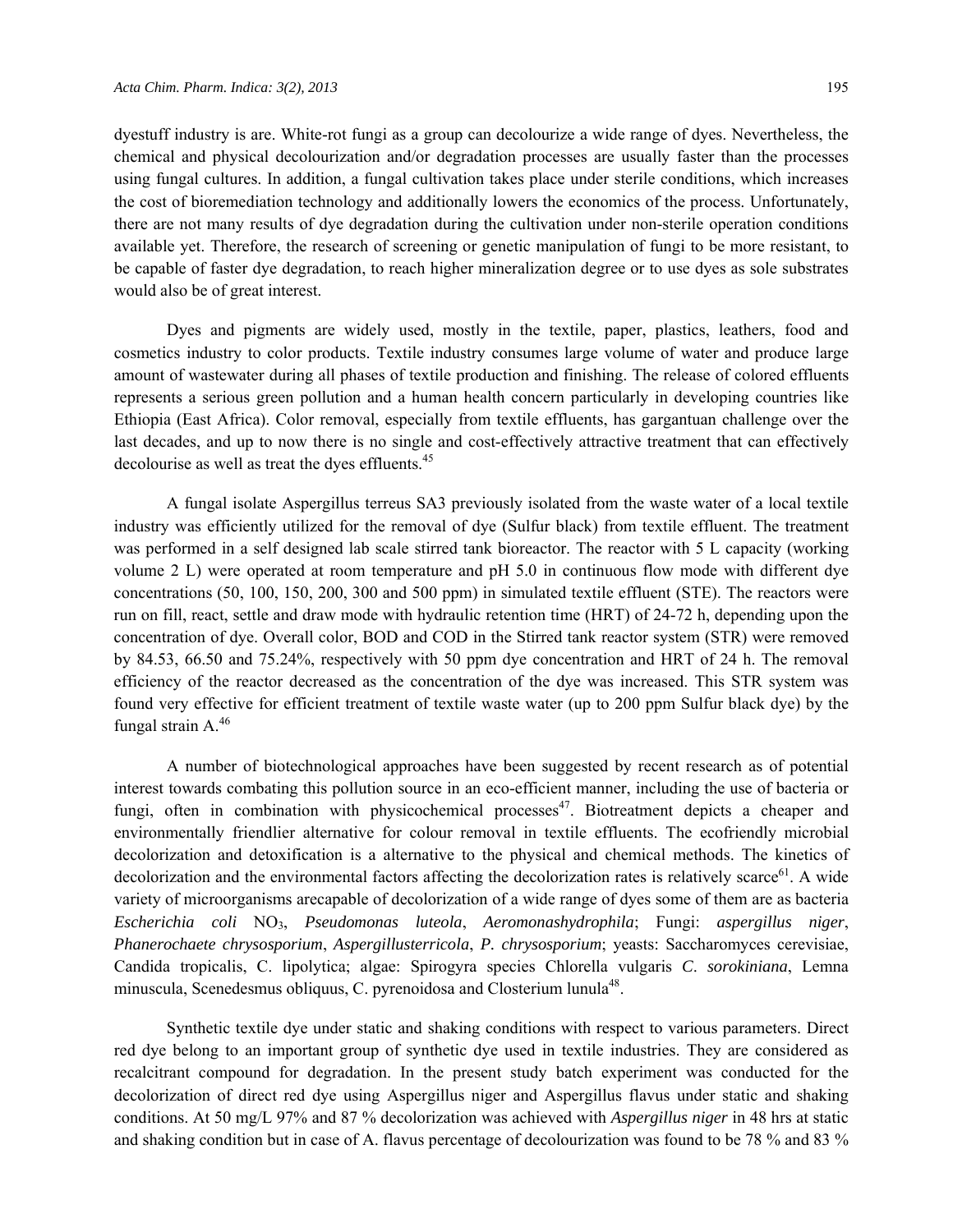dyestuff industry is are. White-rot fungi as a group can decolourize a wide range of dyes. Nevertheless, the chemical and physical decolourization and/or degradation processes are usually faster than the processes using fungal cultures. In addition, a fungal cultivation takes place under sterile conditions, which increases the cost of bioremediation technology and additionally lowers the economics of the process. Unfortunately, there are not many results of dye degradation during the cultivation under non-sterile operation conditions available yet. Therefore, the research of screening or genetic manipulation of fungi to be more resistant, to be capable of faster dye degradation, to reach higher mineralization degree or to use dyes as sole substrates would also be of great interest.

Dyes and pigments are widely used, mostly in the textile, paper, plastics, leathers, food and cosmetics industry to color products. Textile industry consumes large volume of water and produce large amount of wastewater during all phases of textile production and finishing. The release of colored effluents represents a serious green pollution and a human health concern particularly in developing countries like Ethiopia (East Africa). Color removal, especially from textile effluents, has gargantuan challenge over the last decades, and up to now there is no single and cost-effectively attractive treatment that can effectively decolourise as well as treat the dyes effluents.[45]

A fungal isolate Aspergillus terreus SA3 previously isolated from the waste water of a local textile industry was efficiently utilized for the removal of dye (Sulfur black) from textile effluent. The treatment was performed in a self designed lab scale stirred tank bioreactor. The reactor with 5 L capacity (working volume 2 L) were operated at room temperature and pH 5.0 in continuous flow mode with different dye concentrations (50, 100, 150, 200, 300 and 500 ppm) in simulated textile effluent (STE). The reactors were run on fill, react, settle and draw mode with hydraulic retention time (HRT) of 24-72 h, depending upon the concentration of dye. Overall color, BOD and COD in the Stirred tank reactor system (STR) were removed by 84.53, 66.50 and 75.24%, respectively with 50 ppm dye concentration and HRT of 24 h. The removal efficiency of the reactor decreased as the concentration of the dye was increased. This STR system was found very effective for efficient treatment of textile waste water (up to 200 ppm Sulfur black dye) by the fungal strain A.[46]

A number of biotechnological approaches have been suggested by recent research as of potential interest towards combating this pollution source in an eco-efficient manner, including the use of bacteria or fungi, often in combination with physicochemical processes[47]. Biotreatment depicts a cheaper and environmentally friendlier alternative for colour removal in textile effluents. The ecofriendly microbial decolorization and detoxification is a alternative to the physical and chemical methods. The kinetics of decolorization and the environmental factors affecting the decolorization rates is relatively scarce[61]. A wide variety of microorganisms arecapable of decolorization of a wide range of dyes some of them are as bacteria *Escherichia coli* $NO_3$, *Pseudomonas luteola*, *Aeromonashydrophila*; Fungi: *aspergillus niger*, *Phanerochaete chrysosporium*, *Aspergillusterricola*, *P. chrysosporium*; yeasts: Saccharomyces cerevisiae, Candida tropicalis, C. lipolytica; algae: Spirogyra species Chlorella vulgaris *C. sorokiniana*, Lemna minuscula, Scenedesmus obliquus, C. pyrenoidosa and Closterium lunula[48].

Synthetic textile dye under static and shaking conditions with respect to various parameters. Direct red dye belong to an important group of synthetic dye used in textile industries. They are considered as recalcitrant compound for degradation. In the present study batch experiment was conducted for the decolorization of direct red dye using Aspergillus niger and Aspergillus flavus under static and shaking conditions. At 50 mg/L 97% and 87 % decolorization was achieved with *Aspergillus niger* in 48 hrs at static and shaking condition but in case of A. flavus percentage of decolourization was found to be 78 % and 83 %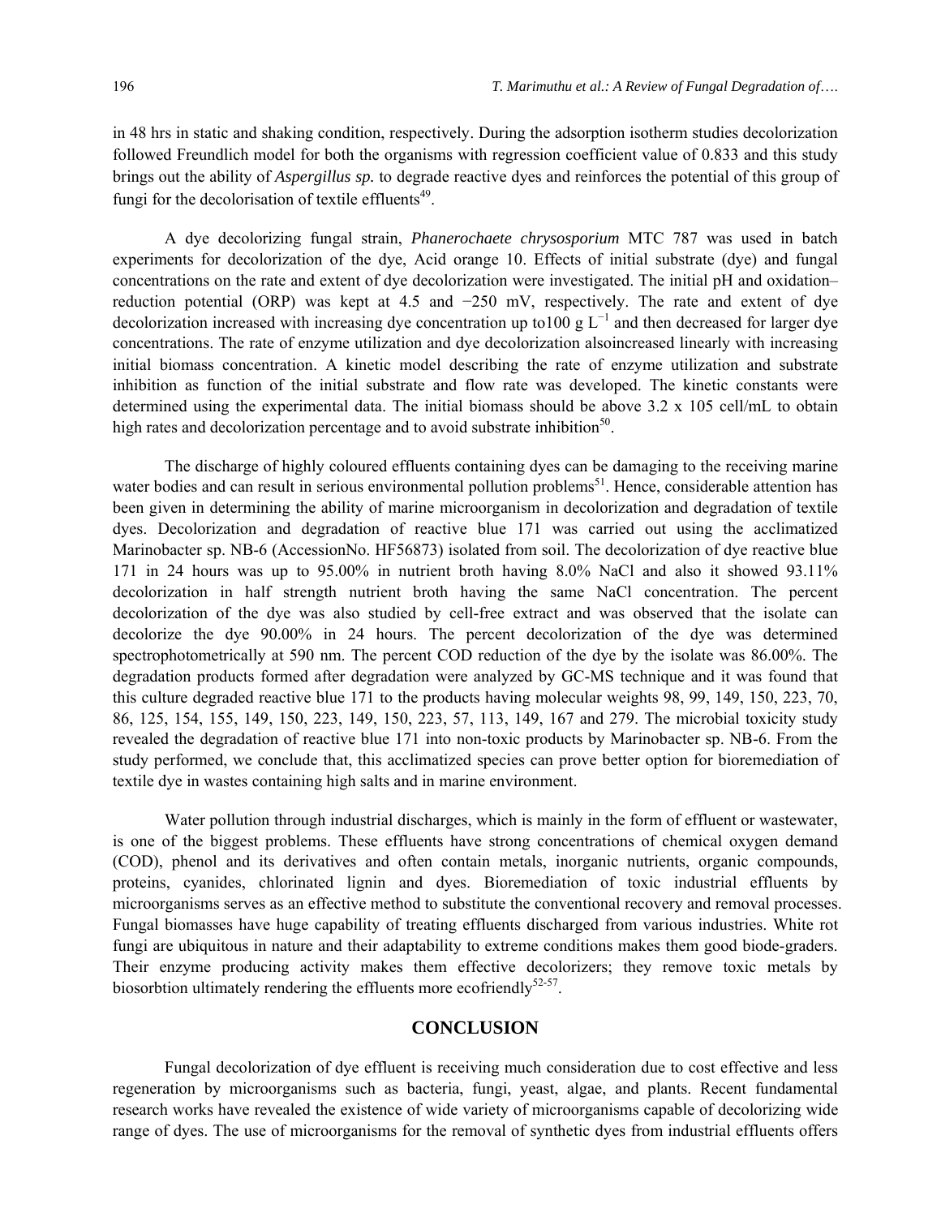in 48 hrs in static and shaking condition, respectively. During the adsorption isotherm studies decolorization followed Freundlich model for both the organisms with regression coefficient value of 0.833 and this study brings out the ability of *Aspergillus sp.* to degrade reactive dyes and reinforces the potential of this group of fungi for the decolorisation of textile effluents[49].

A dye decolorizing fungal strain, *Phanerochaete chrysosporium* MTC 787 was used in batch experiments for decolorization of the dye, Acid orange 10. Effects of initial substrate (dye) and fungal concentrations on the rate and extent of dye decolorization were investigated. The initial pH and oxidation–reduction potential (ORP) was kept at 4.5 and −250 mV, respectively. The rate and extent of dye decolorization increased with increasing dye concentration up to100 g $L^{-1}$ and then decreased for larger dye concentrations. The rate of enzyme utilization and dye decolorization alsoincreased linearly with increasing initial biomass concentration. A kinetic model describing the rate of enzyme utilization and substrate inhibition as function of the initial substrate and flow rate was developed. The kinetic constants were determined using the experimental data. The initial biomass should be above 3.2 x 105 cell/mL to obtain high rates and decolorization percentage and to avoid substrate inhibition[50].

The discharge of highly coloured effluents containing dyes can be damaging to the receiving marine water bodies and can result in serious environmental pollution problems[51]. Hence, considerable attention has been given in determining the ability of marine microorganism in decolorization and degradation of textile dyes. Decolorization and degradation of reactive blue 171 was carried out using the acclimatized Marinobacter sp. NB-6 (AccessionNo. HF56873) isolated from soil. The decolorization of dye reactive blue 171 in 24 hours was up to 95.00% in nutrient broth having 8.0% NaCl and also it showed 93.11% decolorization in half strength nutrient broth having the same NaCl concentration. The percent decolorization of the dye was also studied by cell-free extract and was observed that the isolate can decolorize the dye 90.00% in 24 hours. The percent decolorization of the dye was determined spectrophotometrically at 590 nm. The percent COD reduction of the dye by the isolate was 86.00%. The degradation products formed after degradation were analyzed by GC-MS technique and it was found that this culture degraded reactive blue 171 to the products having molecular weights 98, 99, 149, 150, 223, 70, 86, 125, 154, 155, 149, 150, 223, 149, 150, 223, 57, 113, 149, 167 and 279. The microbial toxicity study revealed the degradation of reactive blue 171 into non-toxic products by Marinobacter sp. NB-6. From the study performed, we conclude that, this acclimatized species can prove better option for bioremediation of textile dye in wastes containing high salts and in marine environment.

Water pollution through industrial discharges, which is mainly in the form of effluent or wastewater, is one of the biggest problems. These effluents have strong concentrations of chemical oxygen demand (COD), phenol and its derivatives and often contain metals, inorganic nutrients, organic compounds, proteins, cyanides, chlorinated lignin and dyes. Bioremediation of toxic industrial effluents by microorganisms serves as an effective method to substitute the conventional recovery and removal processes. Fungal biomasses have huge capability of treating effluents discharged from various industries. White rot fungi are ubiquitous in nature and their adaptability to extreme conditions makes them good biode-graders. Their enzyme producing activity makes them effective decolorizers; they remove toxic metals by biosorbtion ultimately rendering the effluents more ecofriendly[52-57].

## CONCLUSION

Fungal decolorization of dye effluent is receiving much consideration due to cost effective and less regeneration by microorganisms such as bacteria, fungi, yeast, algae, and plants. Recent fundamental research works have revealed the existence of wide variety of microorganisms capable of decolorizing wide range of dyes. The use of microorganisms for the removal of synthetic dyes from industrial effluents offers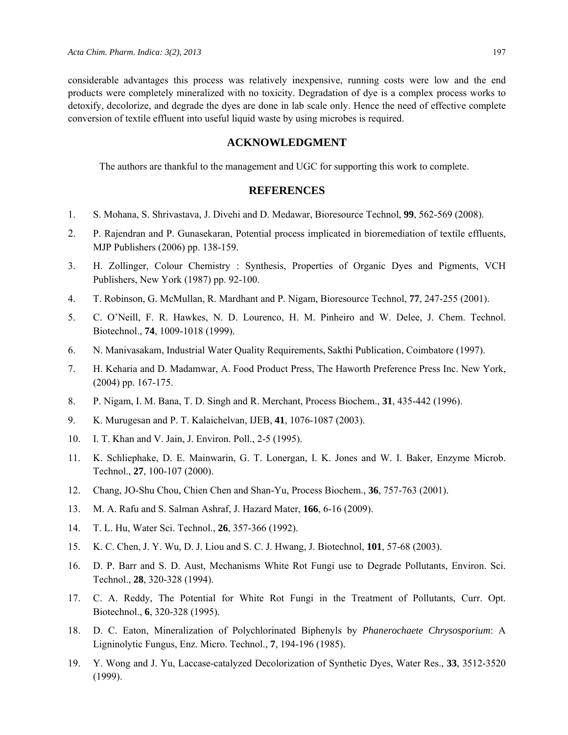considerable advantages this process was relatively inexpensive, running costs were low and the end products were completely mineralized with no toxicity. Degradation of dye is a complex process works to detoxify, decolorize, and degrade the dyes are done in lab scale only. Hence the need of effective complete conversion of textile effluent into useful liquid waste by using microbes is required.

## ACKNOWLEDGMENT

The authors are thankful to the management and UGC for supporting this work to complete.

## REFERENCES

1. S. Mohana, S. Shrivastava, J. Divehi and D. Medawar, Bioresource Technol, **99**, 562-569 (2008).
2. P. Rajendran and P. Gunasekaran, Potential process implicated in bioremediation of textile effluents, MJP Publishers (2006) pp. 138-159.
3. H. Zollinger, Colour Chemistry : Synthesis, Properties of Organic Dyes and Pigments, VCH Publishers, New York (1987) pp. 92-100.
4. T. Robinson, G. McMullan, R. Mardhant and P. Nigam, Bioresource Technol, **77**, 247-255 (2001).
5. C. O'Neill, F. R. Hawkes, N. D. Lourenco, H. M. Pinheiro and W. Delee, J. Chem. Technol. Biotechnol., **74**, 1009-1018 (1999).
6. N. Manivasakam, Industrial Water Quality Requirements, Sakthi Publication, Coimbatore (1997).
7. H. Keharia and D. Madamwar, A. Food Product Press, The Haworth Preference Press Inc. New York, (2004) pp. 167-175.
8. P. Nigam, I. M. Bana, T. D. Singh and R. Merchant, Process Biochem., **31**, 435-442 (1996).
9. K. Murugesan and P. T. Kalaichelvan, IJEB, **41**, 1076-1087 (2003).
10. I. T. Khan and V. Jain, J. Environ. Poll., 2-5 (1995).
11. K. Schliephake, D. E. Mainwarin, G. T. Lonergan, I. K. Jones and W. I. Baker, Enzyme Microb. Technol., **27**, 100-107 (2000).
12. Chang, JO-Shu Chou, Chien Chen and Shan-Yu, Process Biochem., **36**, 757-763 (2001).
13. M. A. Rafu and S. Salman Ashraf, J. Hazard Mater, **166**, 6-16 (2009).
14. T. L. Hu, Water Sci. Technol., **26**, 357-366 (1992).
15. K. C. Chen, J. Y. Wu, D. J. Liou and S. C. J. Hwang, J. Biotechnol, **101**, 57-68 (2003).
16. D. P. Barr and S. D. Aust, Mechanisms White Rot Fungi use to Degrade Pollutants, Environ. Sci. Technol., **28**, 320-328 (1994).
17. C. A. Reddy, The Potential for White Rot Fungi in the Treatment of Pollutants, Curr. Opt. Biotechnol., **6**, 320-328 (1995).
18. D. C. Eaton, Mineralization of Polychlorinated Biphenyls by *Phanerochaete Chrysosporium*: A Ligninolytic Fungus, Enz. Micro. Technol., **7**, 194-196 (1985).
19. Y. Wong and J. Yu, Laccase-catalyzed Decolorization of Synthetic Dyes, Water Res., **33**, 3512-3520 (1999).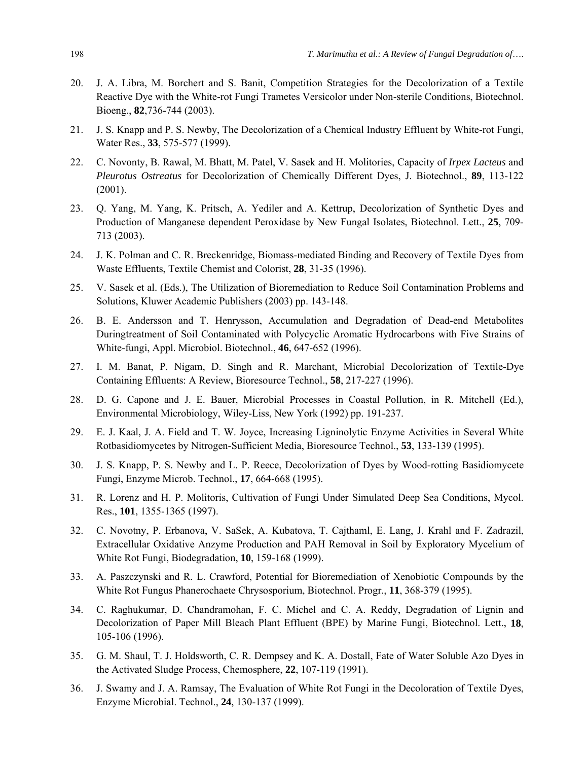20. J. A. Libra, M. Borchert and S. Banit, Competition Strategies for the Decolorization of a Textile Reactive Dye with the White-rot Fungi Trametes Versicolor under Non-sterile Conditions, Biotechnol. Bioeng., **82**,736-744 (2003).

21. J. S. Knapp and P. S. Newby, The Decolorization of a Chemical Industry Effluent by White-rot Fungi, Water Res., **33**, 575-577 (1999).

22. C. Novonty, B. Rawal, M. Bhatt, M. Patel, V. Sasek and H. Molitories, Capacity of *Irpex Lacteus* and *Pleurotus Ostreatus* for Decolorization of Chemically Different Dyes, J. Biotechnol., **89**, 113-122 (2001).

23. Q. Yang, M. Yang, K. Pritsch, A. Yediler and A. Kettrup, Decolorization of Synthetic Dyes and Production of Manganese dependent Peroxidase by New Fungal Isolates, Biotechnol. Lett., **25**, 709-713 (2003).

24. J. K. Polman and C. R. Breckenridge, Biomass-mediated Binding and Recovery of Textile Dyes from Waste Effluents, Textile Chemist and Colorist, **28**, 31-35 (1996).

25. V. Sasek et al. (Eds.), The Utilization of Bioremediation to Reduce Soil Contamination Problems and Solutions, Kluwer Academic Publishers (2003) pp. 143-148.

26. B. E. Andersson and T. Henrysson, Accumulation and Degradation of Dead-end Metabolites Duringtreatment of Soil Contaminated with Polycyclic Aromatic Hydrocarbons with Five Strains of White-fungi, Appl. Microbiol. Biotechnol., **46**, 647-652 (1996).

27. I. M. Banat, P. Nigam, D. Singh and R. Marchant, Microbial Decolorization of Textile-Dye Containing Effluents: A Review, Bioresource Technol., **58**, 217-227 (1996).

28. D. G. Capone and J. E. Bauer, Microbial Processes in Coastal Pollution, in R. Mitchell (Ed.), Environmental Microbiology, Wiley-Liss, New York (1992) pp. 191-237.

29. E. J. Kaal, J. A. Field and T. W. Joyce, Increasing Ligninolytic Enzyme Activities in Several White Rotbasidiomycetes by Nitrogen-Sufficient Media, Bioresource Technol., **53**, 133-139 (1995).

30. J. S. Knapp, P. S. Newby and L. P. Reece, Decolorization of Dyes by Wood-rotting Basidiomycete Fungi, Enzyme Microb. Technol., **17**, 664-668 (1995).

31. R. Lorenz and H. P. Molitoris, Cultivation of Fungi Under Simulated Deep Sea Conditions, Mycol. Res., **101**, 1355-1365 (1997).

32. C. Novotny, P. Erbanova, V. SaSek, A. Kubatova, T. Cajthaml, E. Lang, J. Krahl and F. Zadrazil, Extracellular Oxidative Anzyme Production and PAH Removal in Soil by Exploratory Mycelium of White Rot Fungi, Biodegradation, **10**, 159-168 (1999).

33. A. Paszczynski and R. L. Crawford, Potential for Bioremediation of Xenobiotic Compounds by the White Rot Fungus Phanerochaete Chrysosporium, Biotechnol. Progr., **11**, 368-379 (1995).

34. C. Raghukumar, D. Chandramohan, F. C. Michel and C. A. Reddy, Degradation of Lignin and Decolorization of Paper Mill Bleach Plant Effluent (BPE) by Marine Fungi, Biotechnol. Lett., **18**, 105-106 (1996).

35. G. M. Shaul, T. J. Holdsworth, C. R. Dempsey and K. A. Dostall, Fate of Water Soluble Azo Dyes in the Activated Sludge Process, Chemosphere, **22**, 107-119 (1991).

36. J. Swamy and J. A. Ramsay, The Evaluation of White Rot Fungi in the Decoloration of Textile Dyes, Enzyme Microbial. Technol., **24**, 130-137 (1999).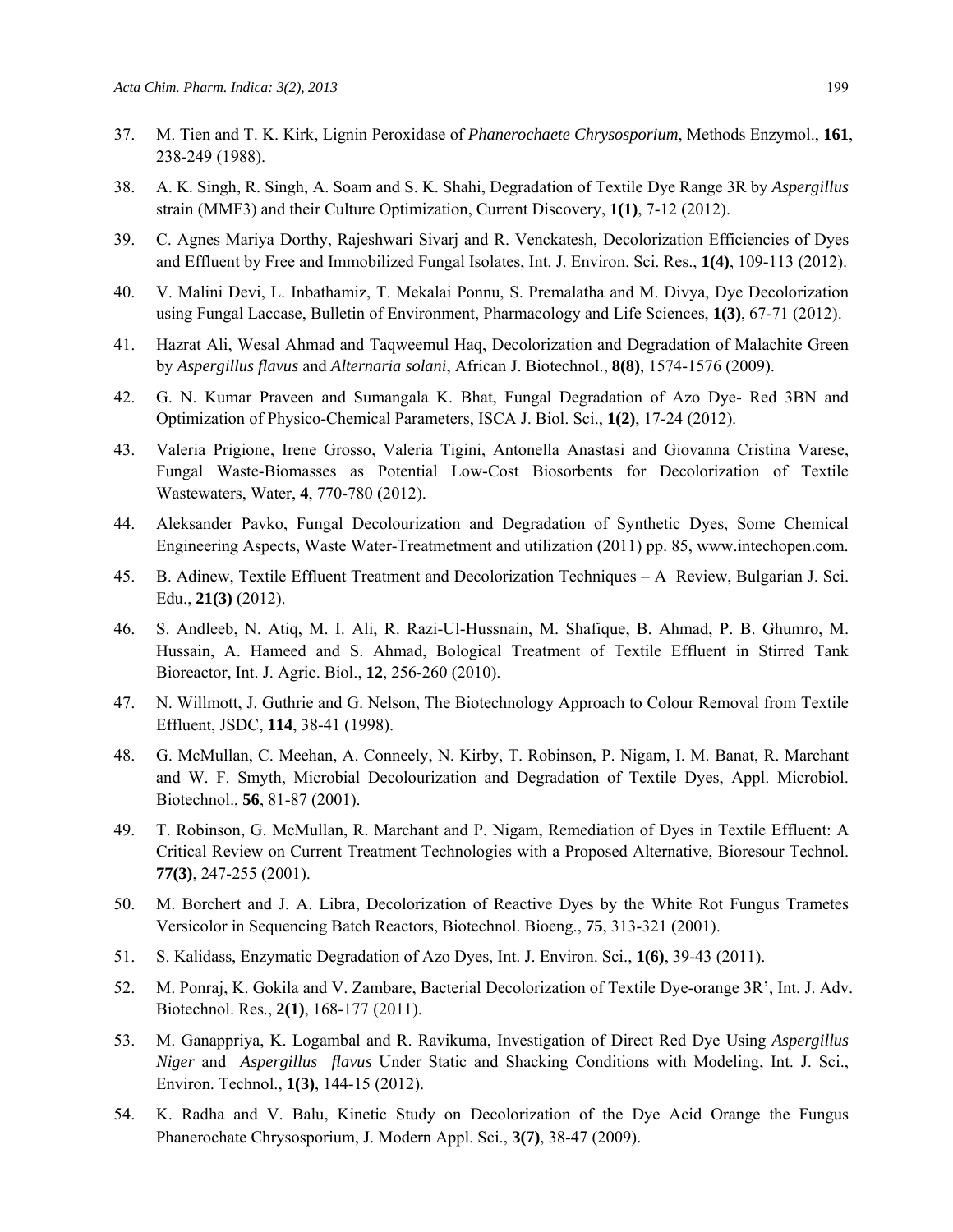37. M. Tien and T. K. Kirk, Lignin Peroxidase of *Phanerochaete Chrysosporium*, Methods Enzymol., **161**, 238-249 (1988).
38. A. K. Singh, R. Singh, A. Soam and S. K. Shahi, Degradation of Textile Dye Range 3R by *Aspergillus* strain (MMF3) and their Culture Optimization, Current Discovery, **1(1)**, 7-12 (2012).
39. C. Agnes Mariya Dorthy, Rajeshwari Sivarj and R. Venckatesh, Decolorization Efficiencies of Dyes and Effluent by Free and Immobilized Fungal Isolates, Int. J. Environ. Sci. Res., **1(4)**, 109-113 (2012).
40. V. Malini Devi, L. Inbathamiz, T. Mekalai Ponnu, S. Premalatha and M. Divya, Dye Decolorization using Fungal Laccase, Bulletin of Environment, Pharmacology and Life Sciences, **1(3)**, 67-71 (2012).
41. Hazrat Ali, Wesal Ahmad and Taqweemul Haq, Decolorization and Degradation of Malachite Green by *Aspergillus flavus* and *Alternaria solani*, African J. Biotechnol., **8(8)**, 1574-1576 (2009).
42. G. N. Kumar Praveen and Sumangala K. Bhat, Fungal Degradation of Azo Dye- Red 3BN and Optimization of Physico-Chemical Parameters, ISCA J. Biol. Sci., **1(2)**, 17-24 (2012).
43. Valeria Prigione, Irene Grosso, Valeria Tigini, Antonella Anastasi and Giovanna Cristina Varese, Fungal Waste-Biomasses as Potential Low-Cost Biosorbents for Decolorization of Textile Wastewaters, Water, **4**, 770-780 (2012).
44. Aleksander Pavko, Fungal Decolourization and Degradation of Synthetic Dyes, Some Chemical Engineering Aspects, Waste Water-Treatmetment and utilization (2011) pp. 85, www.intechopen.com.
45. B. Adinew, Textile Effluent Treatment and Decolorization Techniques – A Review, Bulgarian J. Sci. Edu., **21(3)** (2012).
46. S. Andleeb, N. Atiq, M. I. Ali, R. Razi-Ul-Hussnain, M. Shafique, B. Ahmad, P. B. Ghumro, M. Hussain, A. Hameed and S. Ahmad, Bological Treatment of Textile Effluent in Stirred Tank Bioreactor, Int. J. Agric. Biol., **12**, 256-260 (2010).
47. N. Willmott, J. Guthrie and G. Nelson, The Biotechnology Approach to Colour Removal from Textile Effluent, JSDC, **114**, 38-41 (1998).
48. G. McMullan, C. Meehan, A. Conneely, N. Kirby, T. Robinson, P. Nigam, I. M. Banat, R. Marchant and W. F. Smyth, Microbial Decolourization and Degradation of Textile Dyes, Appl. Microbiol. Biotechnol., **56**, 81-87 (2001).
49. T. Robinson, G. McMullan, R. Marchant and P. Nigam, Remediation of Dyes in Textile Effluent: A Critical Review on Current Treatment Technologies with a Proposed Alternative, Bioresour Technol. **77(3)**, 247-255 (2001).
50. M. Borchert and J. A. Libra, Decolorization of Reactive Dyes by the White Rot Fungus Trametes Versicolor in Sequencing Batch Reactors, Biotechnol. Bioeng., **75**, 313-321 (2001).
51. S. Kalidass, Enzymatic Degradation of Azo Dyes, Int. J. Environ. Sci., **1(6)**, 39-43 (2011).
52. M. Ponraj, K. Gokila and V. Zambare, Bacterial Decolorization of Textile Dye-orange 3R', Int. J. Adv. Biotechnol. Res., **2(1)**, 168-177 (2011).
53. M. Ganappriya, K. Logambal and R. Ravikuma, Investigation of Direct Red Dye Using *Aspergillus Niger* and *Aspergillus flavus* Under Static and Shacking Conditions with Modeling, Int. J. Sci., Environ. Technol., **1(3)**, 144-15 (2012).
54. K. Radha and V. Balu, Kinetic Study on Decolorization of the Dye Acid Orange the Fungus Phanerochate Chrysosporium, J. Modern Appl. Sci., **3(7)**, 38-47 (2009).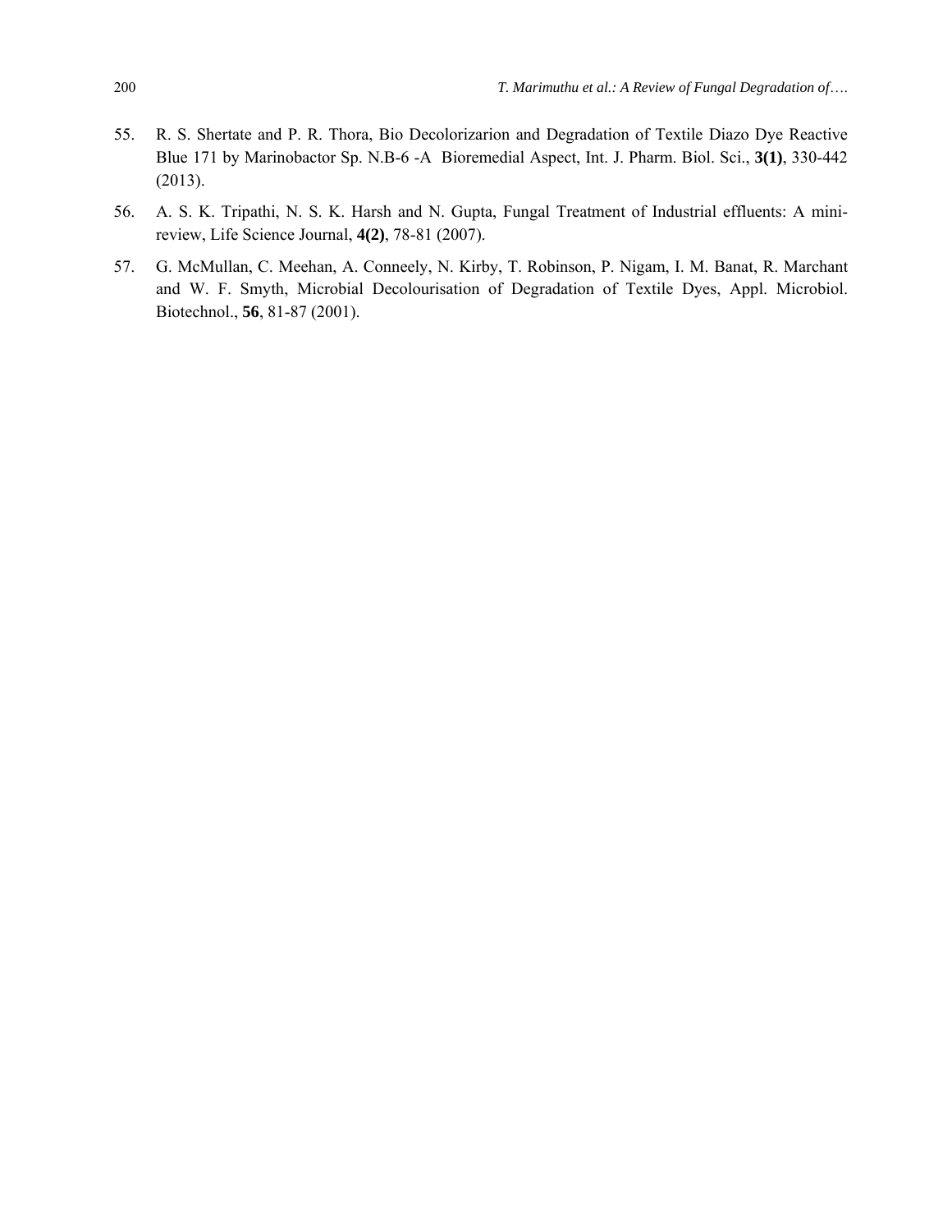55. R. S. Shertate and P. R. Thora, Bio Decolorizarion and Degradation of Textile Diazo Dye Reactive Blue 171 by Marinobactor Sp. N.B-6 -A Bioremedial Aspect, Int. J. Pharm. Biol. Sci., **3(1)**, 330-442 (2013).

56. A. S. K. Tripathi, N. S. K. Harsh and N. Gupta, Fungal Treatment of Industrial effluents: A mini-review, Life Science Journal, **4(2)**, 78-81 (2007).

57. G. McMullan, C. Meehan, A. Conneely, N. Kirby, T. Robinson, P. Nigam, I. M. Banat, R. Marchant and W. F. Smyth, Microbial Decolourisation of Degradation of Textile Dyes, Appl. Microbiol. Biotechnol., **56**, 81-87 (2001).